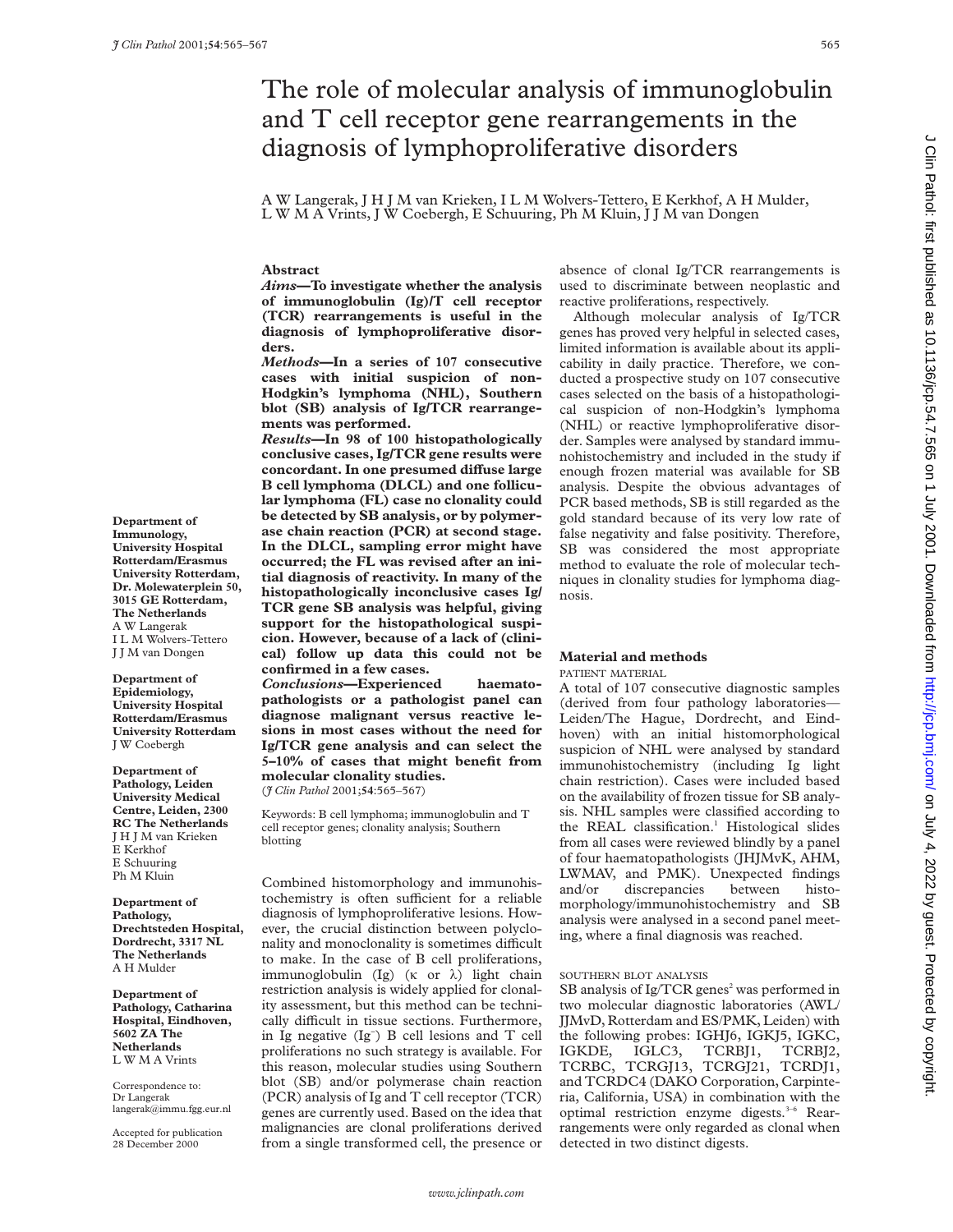# The role of molecular analysis of immunoglobulin and T cell receptor gene rearrangements in the diagnosis of lymphoproliferative disorders

A W Langerak, J H J M van Krieken, I L M Wolvers-Tettero, E Kerkhof, A H Mulder, L W M A Vrints, J W Coebergh, E Schuuring, Ph M Kluin, J J M van Dongen

**Department of Immunology, University Hospital Rotterdam/Erasmus University Rotterdam, Dr. Molewaterplein 50, 3015 GE Rotterdam, The Netherlands**
A W Langerak
I L M Wolvers-Tettero
J J M van Dongen

**Department of Epidemiology, University Hospital Rotterdam/Erasmus University Rotterdam**
J W Coebergh

**Department of Pathology, Leiden University Medical Centre, Leiden, 2300 RC The Netherlands**
J H J M van Krieken
E Kerkhof
E Schuuring
Ph M Kluin

**Department of Pathology, Drechtsteden Hospital, Dordrecht, 3317 NL The Netherlands**
A H Mulder

**Department of Pathology, Catharina Hospital, Eindhoven, 5602 ZA The Netherlands**
L W M A Vrints

Correspondence to:
Dr Langerak
langerak@immu.fgg.eur.nl

Accepted for publication
28 December 2000

## Abstract

***Aims*—To investigate whether the analysis of immunoglobulin (Ig)/T cell receptor (TCR) rearrangements is useful in the diagnosis of lymphoproliferative disorders.**

***Methods*—In a series of 107 consecutive cases with initial suspicion of non-Hodgkin's lymphoma (NHL), Southern blot (SB) analysis of Ig/TCR rearrangements was performed.**

***Results*—In 98 of 100 histopathologically conclusive cases, Ig/TCR gene results were concordant. In one presumed diffuse large B cell lymphoma (DLCL) and one follicular lymphoma (FL) case no clonality could be detected by SB analysis, or by polymerase chain reaction (PCR) at second stage. In the DLCL, sampling error might have occurred; the FL was revised after an initial diagnosis of reactivity. In many of the histopathologically inconclusive cases Ig/TCR gene SB analysis was helpful, giving support for the histopathological suspicion. However, because of a lack of (clinical) follow up data this could not be confirmed in a few cases.**

***Conclusions*—Experienced haematopathologists or a pathologist panel can diagnose malignant versus reactive lesions in most cases without the need for Ig/TCR gene analysis and can select the 5–10% of cases that might benefit from molecular clonality studies.**

(*J Clin Pathol* 2001;**54**:565–567)

Keywords: B cell lymphoma; immunoglobulin and T cell receptor genes; clonality analysis; Southern blotting

Combined histomorphology and immunohistochemistry is often sufficient for a reliable diagnosis of lymphoproliferative lesions. However, the crucial distinction between polyclonality and monoclonality is sometimes difficult to make. In the case of B cell proliferations, immunoglobulin (Ig) (κ or λ) light chain restriction analysis is widely applied for clonality assessment, but this method can be technically difficult in tissue sections. Furthermore, in Ig negative (Ig$^-$) B cell lesions and T cell proliferations no such strategy is available. For this reason, molecular studies using Southern blot (SB) and/or polymerase chain reaction (PCR) analysis of Ig and T cell receptor (TCR) genes are currently used. Based on the idea that malignancies are clonal proliferations derived from a single transformed cell, the presence or absence of clonal Ig/TCR rearrangements is used to discriminate between neoplastic and reactive proliferations, respectively.

Although molecular analysis of Ig/TCR genes has proved very helpful in selected cases, limited information is available about its applicability in daily practice. Therefore, we conducted a prospective study on 107 consecutive cases selected on the basis of a histopathological suspicion of non-Hodgkin's lymphoma (NHL) or reactive lymphoproliferative disorder. Samples were analysed by standard immunohistochemistry and included in the study if enough frozen material was available for SB analysis. Despite the obvious advantages of PCR based methods, SB is still regarded as the gold standard because of its very low rate of false negativity and false positivity. Therefore, SB was considered the most appropriate method to evaluate the role of molecular techniques in clonality studies for lymphoma diagnosis.

## Material and methods

### PATIENT MATERIAL

A total of 107 consecutive diagnostic samples (derived from four pathology laboratories—Leiden/The Hague, Dordrecht, and Eindhoven) with an initial histomorphological suspicion of NHL were analysed by standard immunohistochemistry (including Ig light chain restriction). Cases were included based on the availability of frozen tissue for SB analysis. NHL samples were classified according to the REAL classification.[1] Histological slides from all cases were reviewed blindly by a panel of four haematopathologists (JHJMvK, AHM, LWMAV, and PMK). Unexpected findings and/or discrepancies between histomorphology/immunohistochemistry and SB analysis were analysed in a second panel meeting, where a final diagnosis was reached.

### SOUTHERN BLOT ANALYSIS

SB analysis of Ig/TCR genes[2] was performed in two molecular diagnostic laboratories (AWL/JJMvD, Rotterdam and ES/PMK, Leiden) with the following probes: IGHJ6, IGKJ5, IGKC, IGKDE, IGLC3, TCRBJ1, TCRBJ2, TCRBC, TCRGJ13, TCRGJ21, TCRDJ1, and TCRDC4 (DAKO Corporation, Carpinteria, California, USA) in combination with the optimal restriction enzyme digests.[3–6] Rearrangements were only regarded as clonal when detected in two distinct digests.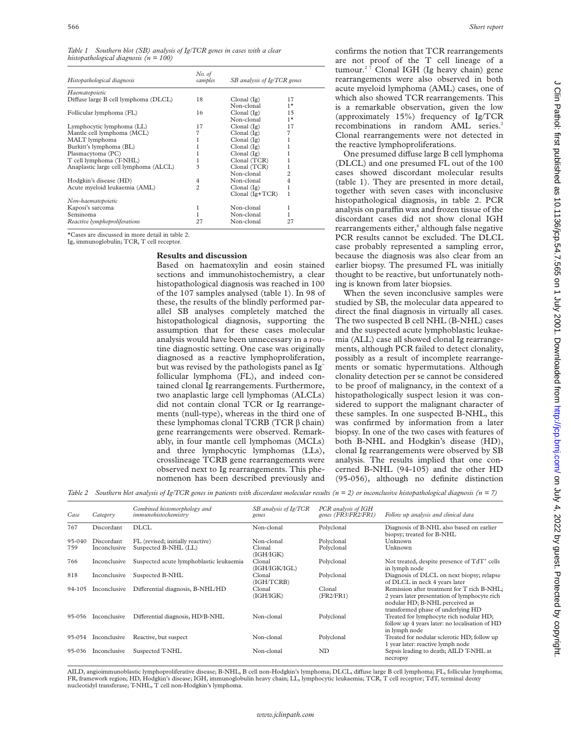*Table 1 Southern blot (SB) analysis of Ig/TCR genes in cases with a clear histopathological diagnosis (n = 100)*

| Histopathological diagnosis | No. of samples | SB analysis of Ig/TCR genes | |
|---|---|---|---|
| *Haematopoietic* | | | |
| Diffuse large B cell lymphoma (DLCL) | 18 | Clonal (Ig) | 17 |
| | | Non-clonal | 1* |
| Follicular lymphoma (FL) | 16 | Clonal (Ig) | 15 |
| | | Non-clonal | 1* |
| Lymphocytic lymphoma (LL) | 17 | Clonal (Ig) | 17 |
| Mantle cell lymphoma (MCL) | 7 | Clonal (Ig) | 7 |
| MALT lymphoma | 1 | Clonal (Ig) | 1 |
| Burkitt's lymphoma (BL) | 1 | Clonal (Ig) | 1 |
| Plasmacytoma (PC) | 1 | Clonal (Ig) | 1 |
| T cell lymphoma (T-NHL) | 1 | Clonal (TCR) | 1 |
| Anaplastic large cell lymphoma (ALCL) | 3 | Clonal (TCR) | 1 |
| | | Non-clonal | 2 |
| Hodgkin's disease (HD) | 4 | Non-clonal | 4 |
| Acute myeloid leukaemia (AML) | 2 | Clonal (Ig) | 1 |
| | | Clonal (Ig+TCR) | 1 |
| *Non-haematopoietic* | | | |
| Kaposi's sarcoma | 1 | Non-clonal | 1 |
| Seminoma | 1 | Non-clonal | 1 |
| *Reactive lymphoproliferations* | 27 | Non-clonal | 27 |

*Cases are discussed in more detail in table 2.
Ig, immunoglobulin; TCR, T cell receptor.

## Results and discussion

Based on haematoxylin and eosin stained sections and immunohistochemistry, a clear histopathological diagnosis was reached in 100 of the 107 samples analysed (table 1). In 98 of these, the results of the blindly performed parallel SB analyses completely matched the histopathological diagnosis, supporting the assumption that for these cases molecular analysis would have been unnecessary in a routine diagnostic setting. One case was originally diagnosed as a reactive lymphoproliferation, but was revised by the pathologists panel as Ig$^-$ follicular lymphoma (FL), and indeed contained clonal Ig rearrangements. Furthermore, two anaplastic large cell lymphomas (ALCLs) did not contain clonal TCR or Ig rearrangements (null-type), whereas in the third one of these lymphomas clonal TCRB (TCR β chain) gene rearrangements were observed. Remarkably, in four mantle cell lymphomas (MCLs) and three lymphocytic lymphomas (LLs), crosslineage TCRB gene rearrangements were observed next to Ig rearrangements. This phenomenon has been described previously and confirms the notion that TCR rearrangements are not proof of the T cell lineage of a tumour.[2,7] Clonal IGH (Ig heavy chain) gene rearrangements were also observed in both acute myeloid lymphoma (AML) cases, one of which also showed TCR rearrangements. This is a remarkable observation, given the low (approximately 15%) frequency of Ig/TCR recombinations in random AML series.[2] Clonal rearrangements were not detected in the reactive lymphoproliferations.

One presumed diffuse large B cell lymphoma (DLCL) and one presumed FL out of the 100 cases showed discordant molecular results (table 1). They are presented in more detail, together with seven cases with inconclusive histopathological diagnosis, in table 2. PCR analysis on paraffin wax and frozen tissue of the discordant cases did not show clonal IGH rearrangements either,[8] although false negative PCR results cannot be excluded. The DLCL case probably represented a sampling error, because the diagnosis was also clear from an earlier biopsy. The presumed FL was initially thought to be reactive, but unfortunately nothing is known from later biopsies.

When the seven inconclusive samples were studied by SB, the molecular data appeared to direct the final diagnosis in virtually all cases. The two suspected B cell NHL (B-NHL) cases and the suspected acute lymphoblastic leukaemia (ALL) case all showed clonal Ig rearrangements, although PCR failed to detect clonality, possibly as a result of incomplete rearrangements or somatic hypermutations. Although clonality detection per se cannot be considered to be proof of malignancy, in the context of a histopathologically suspect lesion it was considered to support the malignant character of these samples. In one suspected B-NHL, this was confirmed by information from a later biopsy. In one of the two cases with features of both B-NHL and Hodgkin's disease (HD), clonal Ig rearrangements were observed by SB analysis. The results implied that one concerned B-NHL (94-105) and the other HD (95-056), although no definite distinction

*Table 2 Southern blot analysis of Ig/TCR genes in patients with discordant molecular results (n = 2) or inconclusive histopathological diagnosis (n = 7)*

| Case | Category | Combined histomorphology and immunohistochemistry | SB analysis of Ig/TCR genes | PCR analysis of IGH genes (FR3/FR2/FR1) | Follow up analysis and clinical data |
|---|---|---|---|---|---|
| 767 | Discordant | DLCL | Non-clonal | Polyclonal | Diagnosis of B-NHL also based on earlier biopsy; treated for B-NHL |
| 95-040 | Discordant | FL (revised; initially reactive) | Non-clonal | Polyclonal | Unknown |
| 759 | Inconclusive | Suspected B-NHL (LL) | Clonal (IGH/IGK) | Polyclonal | Unknown |
| 766 | Inconclusive | Suspected acute lymphoblastic leukaemia | Clonal (IGH/IGK/IGL) | Polyclonal | Not treated, despite presence of TdT$^+$ cells in lymph node |
| 818 | Inconclusive | Suspected B-NHL | Clonal (IGH/TCRB) | Polyclonal | Diagnosis of DLCL on next biopsy; relapse of DLCL in neck 4 years later |
| 94-105 | Inconclusive | Differential diagnosis, B-NHL/HD | Clonal (IGH/IGK) | Clonal (FR2/FR1) | Remission after treatment for T rich B-NHL; 2 years later presentation of lymphocyte rich nodular HD; B-NHL perceived as transformed phase of underlying HD |
| 95-056 | Inconclusive | Differential diagnosis, HD/B-NHL | Non-clonal | Polyclonal | Treated for lymphocyte rich nodular HD; follow up 4 years later: no localisation of HD in lymph node |
| 95-054 | Inconclusive | Reactive, but suspect | Non-clonal | Polyclonal | Treated for nodular sclerotic HD; follow up 1 year later: reactive lymph node |
| 95-036 | Inconclusive | Suspected T-NHL | Non-clonal | ND | Sepsis leading to death; AILD T-NHL at necropsy |

AILD, angioimmunoblastic lymphoproliferative disease; B-NHL, B cell non-Hodgkin's lymphoma; DLCL, diffuse large B cell lymphoma; FL, follicular lymphoma; FR, framework region; HD, Hodgkin's disease; IGH, immunoglobulin heavy chain; LL, lymphocytic leukaemia; TCR, T cell receptor; TdT, terminal deoxy nucleotidyl transferase; T-NHL, T cell non-Hodgkin's lymphoma.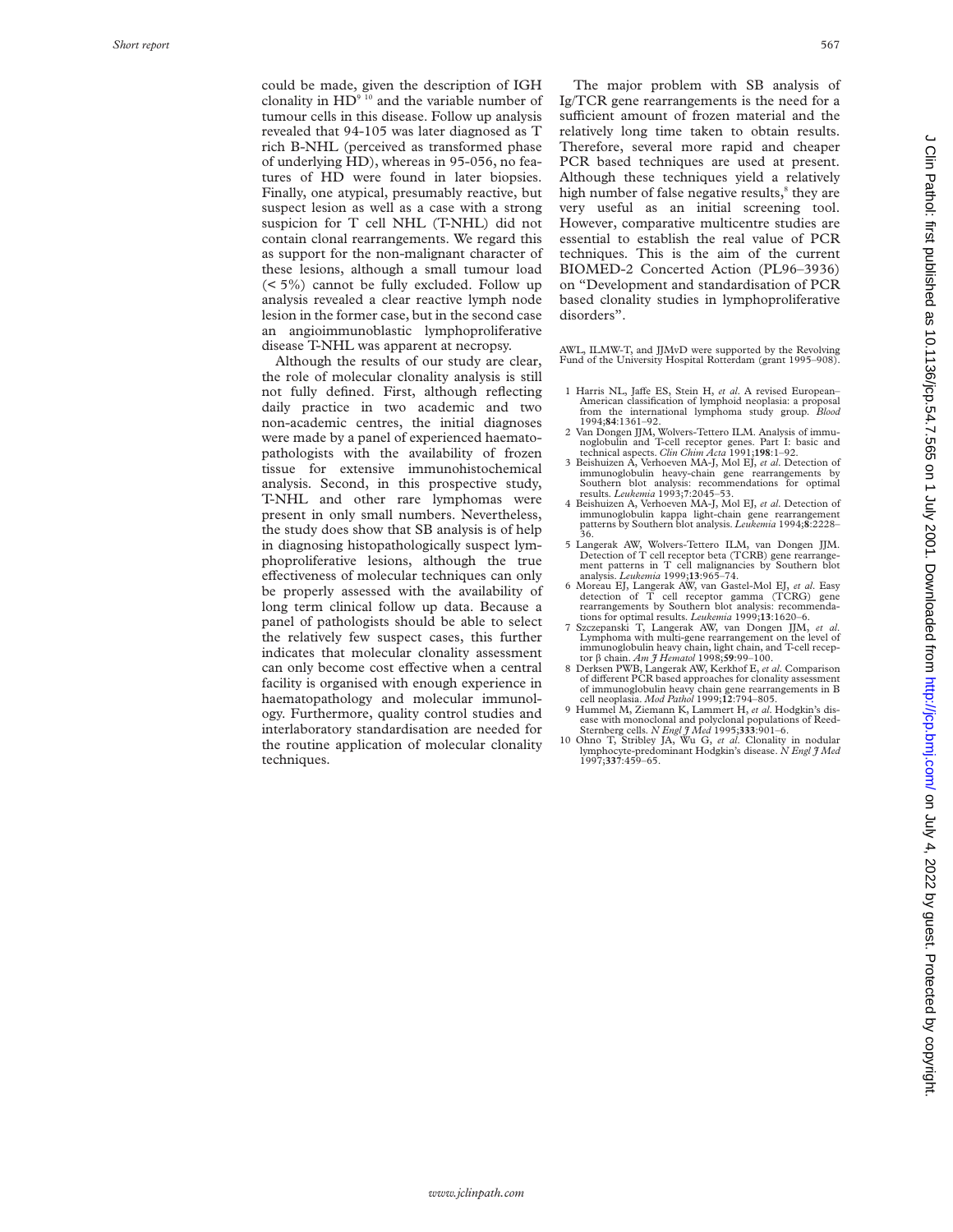could be made, given the description of IGH clonality in HD[9 10] and the variable number of tumour cells in this disease. Follow up analysis revealed that 94-105 was later diagnosed as T rich B-NHL (perceived as transformed phase of underlying HD), whereas in 95-056, no features of HD were found in later biopsies. Finally, one atypical, presumably reactive, but suspect lesion as well as a case with a strong suspicion for T cell NHL (T-NHL) did not contain clonal rearrangements. We regard this as support for the non-malignant character of these lesions, although a small tumour load (< 5%) cannot be fully excluded. Follow up analysis revealed a clear reactive lymph node lesion in the former case, but in the second case an angioimmunoblastic lymphoproliferative disease T-NHL was apparent at necropsy.

Although the results of our study are clear, the role of molecular clonality analysis is still not fully defined. First, although reflecting daily practice in two academic and two non-academic centres, the initial diagnoses were made by a panel of experienced haematopathologists with the availability of frozen tissue for extensive immunohistochemical analysis. Second, in this prospective study, T-NHL and other rare lymphomas were present in only small numbers. Nevertheless, the study does show that SB analysis is of help in diagnosing histopathologically suspect lymphoproliferative lesions, although the true effectiveness of molecular techniques can only be properly assessed with the availability of long term clinical follow up data. Because a panel of pathologists should be able to select the relatively few suspect cases, this further indicates that molecular clonality assessment can only become cost effective when a central facility is organised with enough experience in haematopathology and molecular immunology. Furthermore, quality control studies and interlaboratory standardisation are needed for the routine application of molecular clonality techniques.

The major problem with SB analysis of Ig/TCR gene rearrangements is the need for a sufficient amount of frozen material and the relatively long time taken to obtain results. Therefore, several more rapid and cheaper PCR based techniques are used at present. Although these techniques yield a relatively high number of false negative results,[8] they are very useful as an initial screening tool. However, comparative multicentre studies are essential to establish the real value of PCR techniques. This is the aim of the current BIOMED-2 Concerted Action (PL96–3936) on "Development and standardisation of PCR based clonality studies in lymphoproliferative disorders".

AWL, ILMW-T, and JJMvD were supported by the Revolving Fund of the University Hospital Rotterdam (grant 1995–908).

1 Harris NL, Jaffe ES, Stein H, *et al*. A revised European–American classification of lymphoid neoplasia: a proposal from the international lymphoma study group. *Blood* 1994;**84**:1361–92.
2 Van Dongen JJM, Wolvers-Tettero ILM. Analysis of immunoglobulin and T-cell receptor genes. Part I: basic and technical aspects. *Clin Chim Acta* 1991;**198**:1–92.
3 Beishuizen A, Verhoeven MA-J, Mol EJ, *et al*. Detection of immunoglobulin heavy-chain gene rearrangements by Southern blot analysis: recommendations for optimal results. *Leukemia* 1993;**7**:2045–53.
4 Beishuizen A, Verhoeven MA-J, Mol EJ, *et al*. Detection of immunoglobulin kappa light-chain gene rearrangement patterns by Southern blot analysis. *Leukemia* 1994;**8**:2228–36.
5 Langerak AW, Wolvers-Tettero ILM, van Dongen JJM. Detection of T cell receptor beta (TCRB) gene rearrangement patterns in T cell malignancies by Southern blot analysis. *Leukemia* 1999;**13**:965–74.
6 Moreau EJ, Langerak AW, van Gastel-Mol EJ, *et al*. Easy detection of T cell receptor gamma (TCRG) gene rearrangements by Southern blot analysis: recommendations for optimal results. *Leukemia* 1999;**13**:1620–6.
7 Szczepanski T, Langerak AW, van Dongen JJM, *et al*. Lymphoma with multi-gene rearrangement on the level of immunoglobulin heavy chain, light chain, and T-cell receptor β chain. *Am J Hematol* 1998;**59**:99–100.
8 Derksen PWB, Langerak AW, Kerkhof E, *et al*. Comparison of different PCR based approaches for clonality assessment of immunoglobulin heavy chain gene rearrangements in B cell neoplasia. *Mod Pathol* 1999;**12**:794–805.
9 Hummel M, Ziemann K, Lammert H, *et al*. Hodgkin's disease with monoclonal and polyclonal populations of Reed-Sternberg cells. *N Engl J Med* 1995;**333**:901–6.
10 Ohno T, Stribley JA, Wu G, *et al*. Clonality in nodular lymphocyte-predominant Hodgkin's disease. *N Engl J Med* 1997;**337**:459–65.